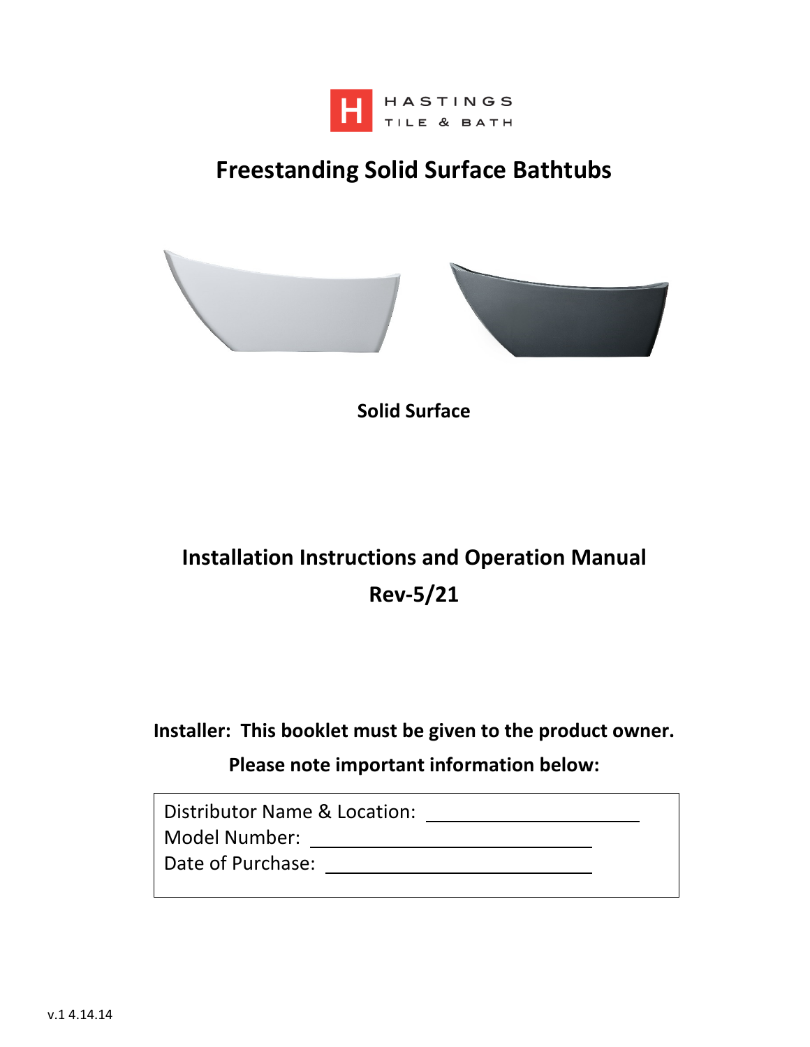HASTINGS
TILE & BATH

# Freestanding Solid Surface Bathtubs

**Solid Surface**

## Installation Instructions and Operation Manual

## Rev-5/21

**Installer: This booklet must be given to the product owner.**

**Please note important information below:**

Distributor Name & Location: ______________________
Model Number: ______________________
Date of Purchase: ______________________

v.1 4.14.14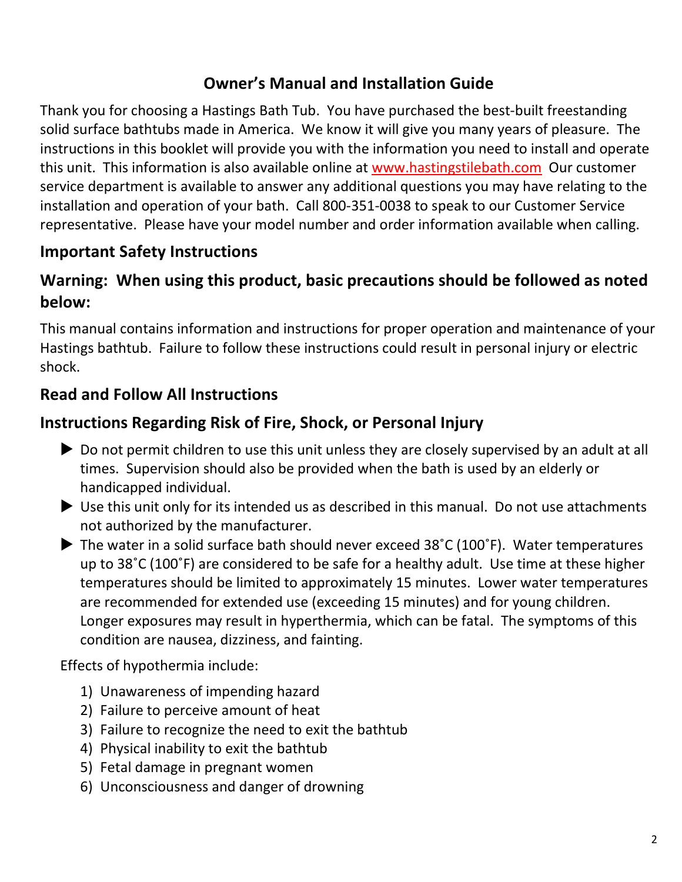# Owner's Manual and Installation Guide

Thank you for choosing a Hastings Bath Tub. You have purchased the best-built freestanding solid surface bathtubs made in America. We know it will give you many years of pleasure. The instructions in this booklet will provide you with the information you need to install and operate this unit. This information is also available online at www.hastingstilebath.com Our customer service department is available to answer any additional questions you may have relating to the installation and operation of your bath. Call 800-351-0038 to speak to our Customer Service representative. Please have your model number and order information available when calling.

## Important Safety Instructions

## Warning: When using this product, basic precautions should be followed as noted below:

This manual contains information and instructions for proper operation and maintenance of your Hastings bathtub. Failure to follow these instructions could result in personal injury or electric shock.

## Read and Follow All Instructions

## Instructions Regarding Risk of Fire, Shock, or Personal Injury

- Do not permit children to use this unit unless they are closely supervised by an adult at all times. Supervision should also be provided when the bath is used by an elderly or handicapped individual.
- Use this unit only for its intended us as described in this manual. Do not use attachments not authorized by the manufacturer.
- The water in a solid surface bath should never exceed 38˚C (100˚F). Water temperatures up to 38˚C (100˚F) are considered to be safe for a healthy adult. Use time at these higher temperatures should be limited to approximately 15 minutes. Lower water temperatures are recommended for extended use (exceeding 15 minutes) and for young children. Longer exposures may result in hyperthermia, which can be fatal. The symptoms of this condition are nausea, dizziness, and fainting.

Effects of hypothermia include:

1) Unawareness of impending hazard
2) Failure to perceive amount of heat
3) Failure to recognize the need to exit the bathtub
4) Physical inability to exit the bathtub
5) Fetal damage in pregnant women
6) Unconsciousness and danger of drowning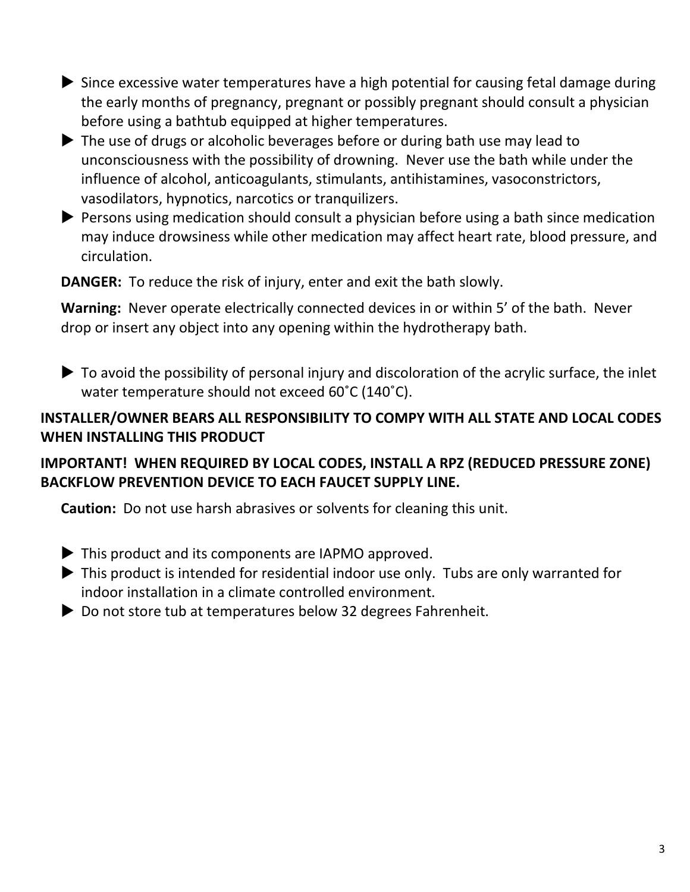- Since excessive water temperatures have a high potential for causing fetal damage during the early months of pregnancy, pregnant or possibly pregnant should consult a physician before using a bathtub equipped at higher temperatures.
- The use of drugs or alcoholic beverages before or during bath use may lead to unconsciousness with the possibility of drowning. Never use the bath while under the influence of alcohol, anticoagulants, stimulants, antihistamines, vasoconstrictors, vasodilators, hypnotics, narcotics or tranquilizers.
- Persons using medication should consult a physician before using a bath since medication may induce drowsiness while other medication may affect heart rate, blood pressure, and circulation.

**DANGER:** To reduce the risk of injury, enter and exit the bath slowly.

**Warning:** Never operate electrically connected devices in or within 5' of the bath. Never drop or insert any object into any opening within the hydrotherapy bath.

- To avoid the possibility of personal injury and discoloration of the acrylic surface, the inlet water temperature should not exceed 60˚C (140˚C).

**INSTALLER/OWNER BEARS ALL RESPONSIBILITY TO COMPY WITH ALL STATE AND LOCAL CODES WHEN INSTALLING THIS PRODUCT**

**IMPORTANT! WHEN REQUIRED BY LOCAL CODES, INSTALL A RPZ (REDUCED PRESSURE ZONE) BACKFLOW PREVENTION DEVICE TO EACH FAUCET SUPPLY LINE.**

**Caution:** Do not use harsh abrasives or solvents for cleaning this unit.

- This product and its components are IAPMO approved.
- This product is intended for residential indoor use only. Tubs are only warranted for indoor installation in a climate controlled environment.
- Do not store tub at temperatures below 32 degrees Fahrenheit.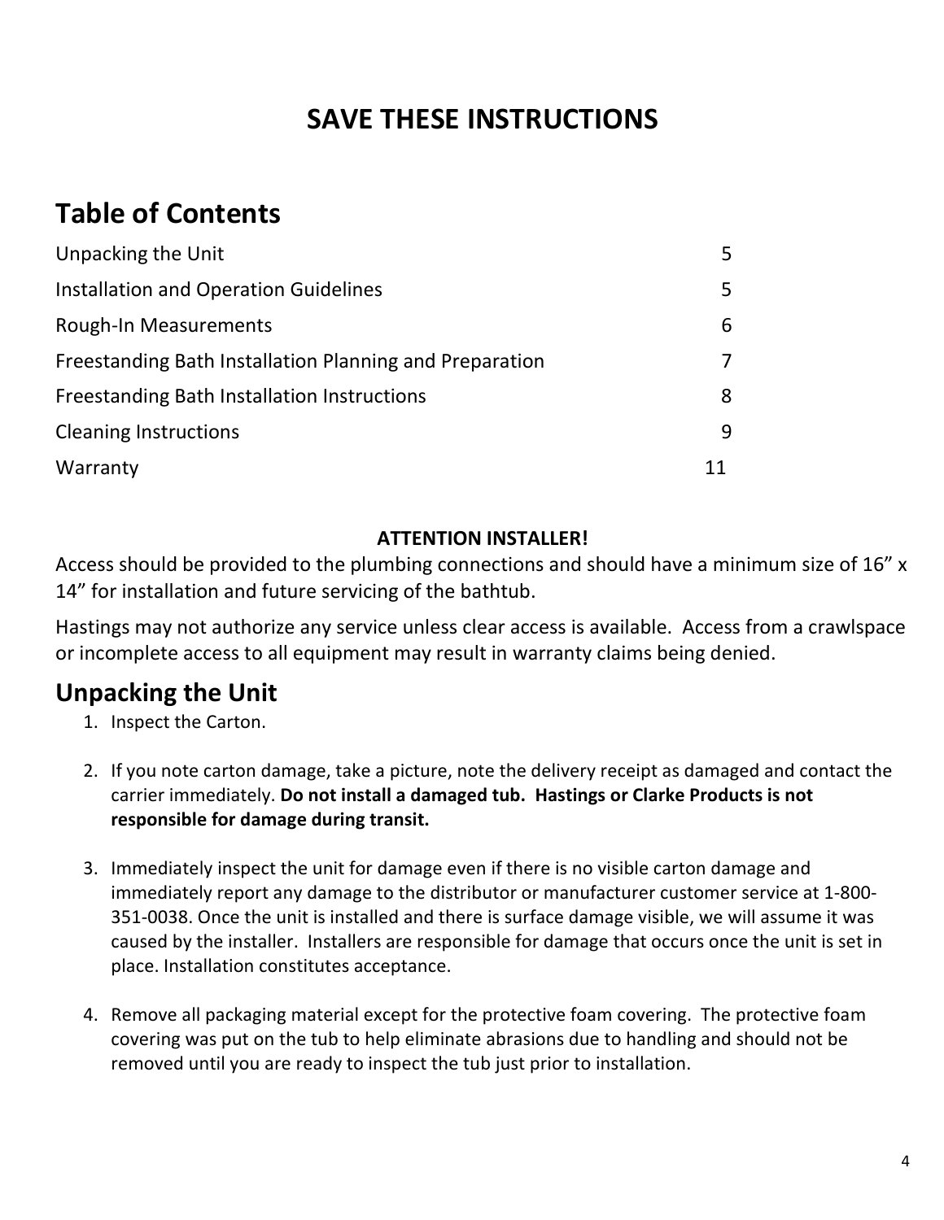# SAVE THESE INSTRUCTIONS

## Table of Contents

| | |
|---|---|
| Unpacking the Unit | 5 |
| Installation and Operation Guidelines | 5 |
| Rough-In Measurements | 6 |
| Freestanding Bath Installation Planning and Preparation | 7 |
| Freestanding Bath Installation Instructions | 8 |
| Cleaning Instructions | 9 |
| Warranty | 11 |

**ATTENTION INSTALLER!**

Access should be provided to the plumbing connections and should have a minimum size of 16" x 14" for installation and future servicing of the bathtub.

Hastings may not authorize any service unless clear access is available. Access from a crawlspace or incomplete access to all equipment may result in warranty claims being denied.

## Unpacking the Unit

1. Inspect the Carton.

2. If you note carton damage, take a picture, note the delivery receipt as damaged and contact the carrier immediately. **Do not install a damaged tub. Hastings or Clarke Products is not responsible for damage during transit.**

3. Immediately inspect the unit for damage even if there is no visible carton damage and immediately report any damage to the distributor or manufacturer customer service at 1-800-351-0038. Once the unit is installed and there is surface damage visible, we will assume it was caused by the installer. Installers are responsible for damage that occurs once the unit is set in place. Installation constitutes acceptance.

4. Remove all packaging material except for the protective foam covering. The protective foam covering was put on the tub to help eliminate abrasions due to handling and should not be removed until you are ready to inspect the tub just prior to installation.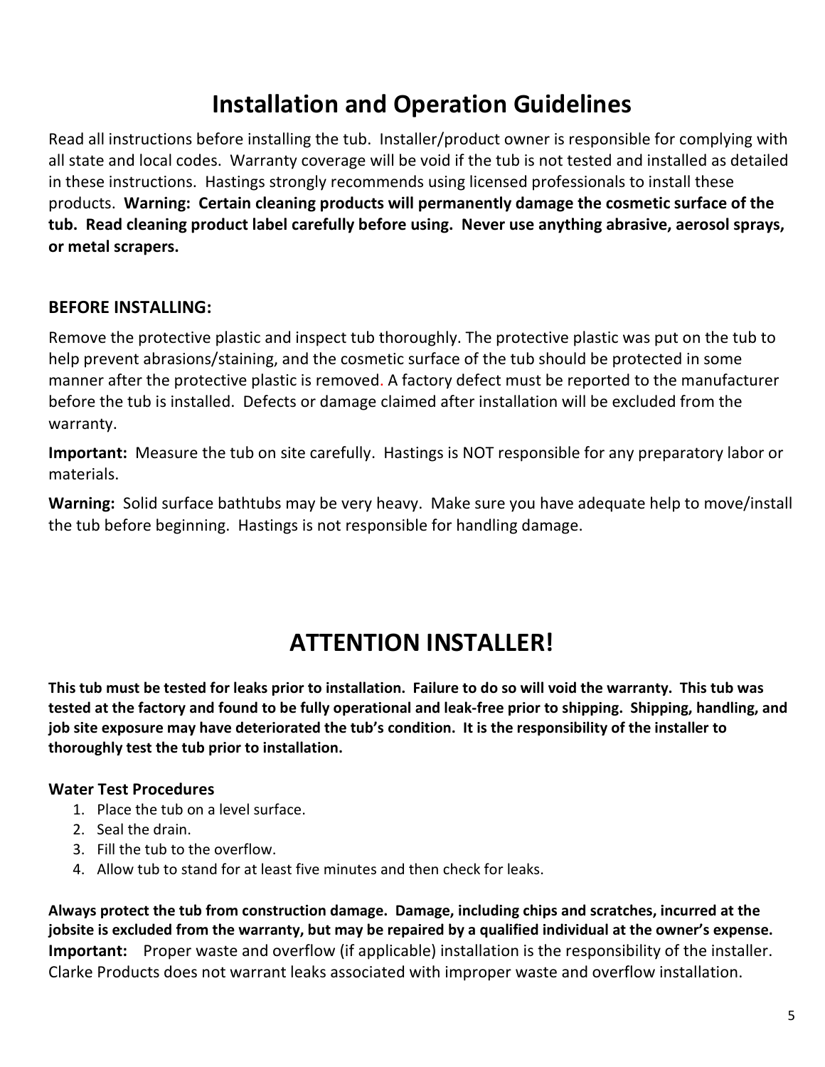# Installation and Operation Guidelines

Read all instructions before installing the tub. Installer/product owner is responsible for complying with all state and local codes. Warranty coverage will be void if the tub is not tested and installed as detailed in these instructions. Hastings strongly recommends using licensed professionals to install these products. **Warning: Certain cleaning products will permanently damage the cosmetic surface of the tub. Read cleaning product label carefully before using. Never use anything abrasive, aerosol sprays, or metal scrapers.**

### BEFORE INSTALLING:

Remove the protective plastic and inspect tub thoroughly. The protective plastic was put on the tub to help prevent abrasions/staining, and the cosmetic surface of the tub should be protected in some manner after the protective plastic is removed. A factory defect must be reported to the manufacturer before the tub is installed. Defects or damage claimed after installation will be excluded from the warranty.

**Important:** Measure the tub on site carefully. Hastings is NOT responsible for any preparatory labor or materials.

**Warning:** Solid surface bathtubs may be very heavy. Make sure you have adequate help to move/install the tub before beginning. Hastings is not responsible for handling damage.

# ATTENTION INSTALLER!

**This tub must be tested for leaks prior to installation. Failure to do so will void the warranty. This tub was tested at the factory and found to be fully operational and leak-free prior to shipping. Shipping, handling, and job site exposure may have deteriorated the tub's condition. It is the responsibility of the installer to thoroughly test the tub prior to installation.**

### Water Test Procedures

1. Place the tub on a level surface.
2. Seal the drain.
3. Fill the tub to the overflow.
4. Allow tub to stand for at least five minutes and then check for leaks.

**Always protect the tub from construction damage. Damage, including chips and scratches, incurred at the jobsite is excluded from the warranty, but may be repaired by a qualified individual at the owner's expense.**
**Important:** Proper waste and overflow (if applicable) installation is the responsibility of the installer. Clarke Products does not warrant leaks associated with improper waste and overflow installation.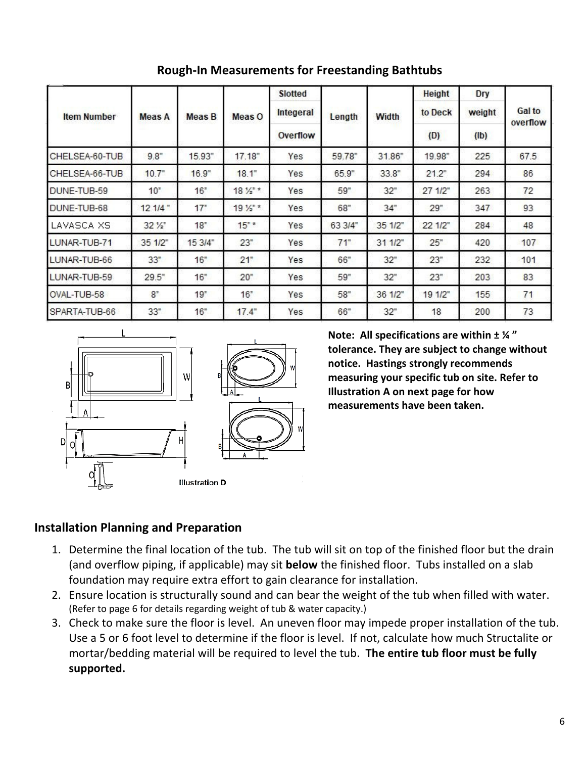## Rough-In Measurements for Freestanding Bathtubs

| Item Number | Meas A | Meas B | Meas O | Slotted Integeral Overflow | Length | Width | Height to Deck (D) | Dry weight (lb) | Gal to overflow |
|---|---|---|---|---|---|---|---|---|---|
| CHELSEA-60-TUB | 9.8" | 15.93" | 17.18" | Yes | 59.78" | 31.86" | 19.98" | 225 | 67.5 |
| CHELSEA-66-TUB | 10.7" | 16.9" | 18.1" | Yes | 65.9" | 33.8" | 21.2" | 294 | 86 |
| DUNE-TUB-59 | 10" | 16" | 18 ½" * | Yes | 59" | 32" | 27 1/2" | 263 | 72 |
| DUNE-TUB-68 | 12 1/4 " | 17" | 19 ½" * | Yes | 68" | 34" | 29" | 347 | 93 |
| LAVASCA XS | 32 ½" | 18" | 15" * | Yes | 63 3/4" | 35 1/2" | 22 1/2" | 284 | 48 |
| LUNAR-TUB-71 | 35 1/2" | 15 3/4" | 23" | Yes | 71" | 31 1/2" | 25" | 420 | 107 |
| LUNAR-TUB-66 | 33" | 16" | 21" | Yes | 66" | 32" | 23" | 232 | 101 |
| LUNAR-TUB-59 | 29.5" | 16" | 20" | Yes | 59" | 32" | 23" | 203 | 83 |
| OVAL-TUB-58 | 8" | 19" | 16" | Yes | 58" | 36 1/2" | 19 1/2" | 155 | 71 |
| SPARTA-TUB-66 | 33" | 16" | 17.4" | Yes | 66" | 32" | 18 | 200 | 73 |

Illustration D

**Note: All specifications are within ± ¼ " tolerance. They are subject to change without notice. Hastings strongly recommends measuring your specific tub on site. Refer to Illustration A on next page for how measurements have been taken.**

## Installation Planning and Preparation

1. Determine the final location of the tub. The tub will sit on top of the finished floor but the drain (and overflow piping, if applicable) may sit **below** the finished floor. Tubs installed on a slab foundation may require extra effort to gain clearance for installation.
2. Ensure location is structurally sound and can bear the weight of the tub when filled with water. (Refer to page 6 for details regarding weight of tub & water capacity.)
3. Check to make sure the floor is level. An uneven floor may impede proper installation of the tub. Use a 5 or 6 foot level to determine if the floor is level. If not, calculate how much Structalite or mortar/bedding material will be required to level the tub. **The entire tub floor must be fully supported.**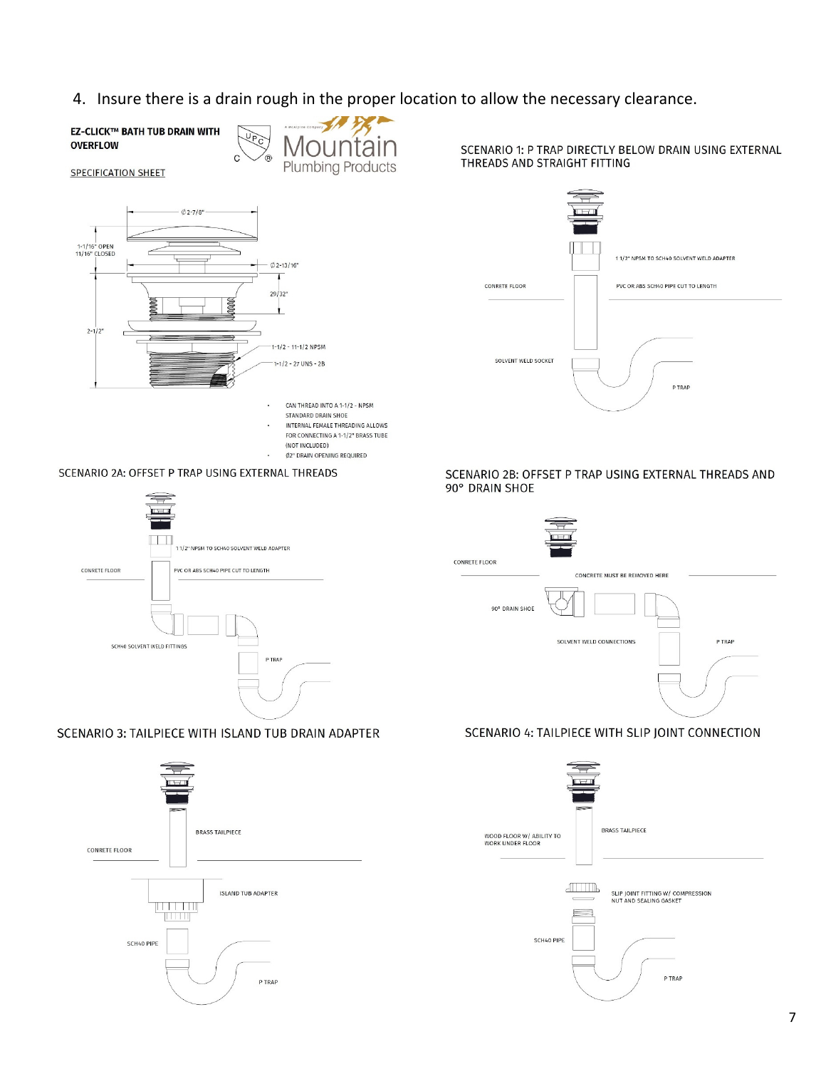4. Insure there is a drain rough in the proper location to allow the necessary clearance.

**EZ-CLICK™ BATH TUB DRAIN WITH OVERFLOW**

Mountain Plumbing Products

SPECIFICATION SHEET

Ø 2-7/8"

1-1/16" OPEN
11/16" CLOSED

Ø 2-13/16"

29/32"

2-1/2"

1-1/2 - 11-1/2 NPSM

1-1/2 - 27 UNS - 2B

- CAN THREAD INTO A 1-1/2 - NPSM STANDARD DRAIN SHOE
- INTERNAL FEMALE THREADING ALLOWS FOR CONNECTING A 1-1/2" BRASS TUBE (NOT INCLUDED)
- Ø2" DRAIN OPENING REQUIRED

SCENARIO 1: P TRAP DIRECTLY BELOW DRAIN USING EXTERNAL THREADS AND STRAIGHT FITTING

1 1/2" NPSM TO SCH40 SOLVENT WELD ADAPTER

CONRETE FLOOR

PVC OR ABS SCH40 PIPE CUT TO LENGTH

SOLVENT WELD SOCKET

P TRAP

SCENARIO 2A: OFFSET P TRAP USING EXTERNAL THREADS

1 1/2" NPSM TO SCH40 SOLVENT WELD ADAPTER

CONRETE FLOOR

PVC OR ABS SCH40 PIPE CUT TO LENGTH

SCH40 SOLVENT WELD FITTINGS

P TRAP

SCENARIO 2B: OFFSET P TRAP USING EXTERNAL THREADS AND 90° DRAIN SHOE

CONRETE FLOOR

CONCRETE MUST BE REMOVED HERE

90° DRAIN SHOE

SOLVENT WELD CONNECTIONS

P TRAP

SCENARIO 3: TAILPIECE WITH ISLAND TUB DRAIN ADAPTER

BRASS TAILPIECE

CONRETE FLOOR

ISLAND TUB ADAPTER

SCH40 PIPE

P TRAP

SCENARIO 4: TAILPIECE WITH SLIP JOINT CONNECTION

WOOD FLOOR W/ ABILITY TO WORK UNDER FLOOR

BRASS TAILPIECE

SLIP JOINT FITTING W/ COMPRESSION NUT AND SEALING GASKET

SCH40 PIPE

P TRAP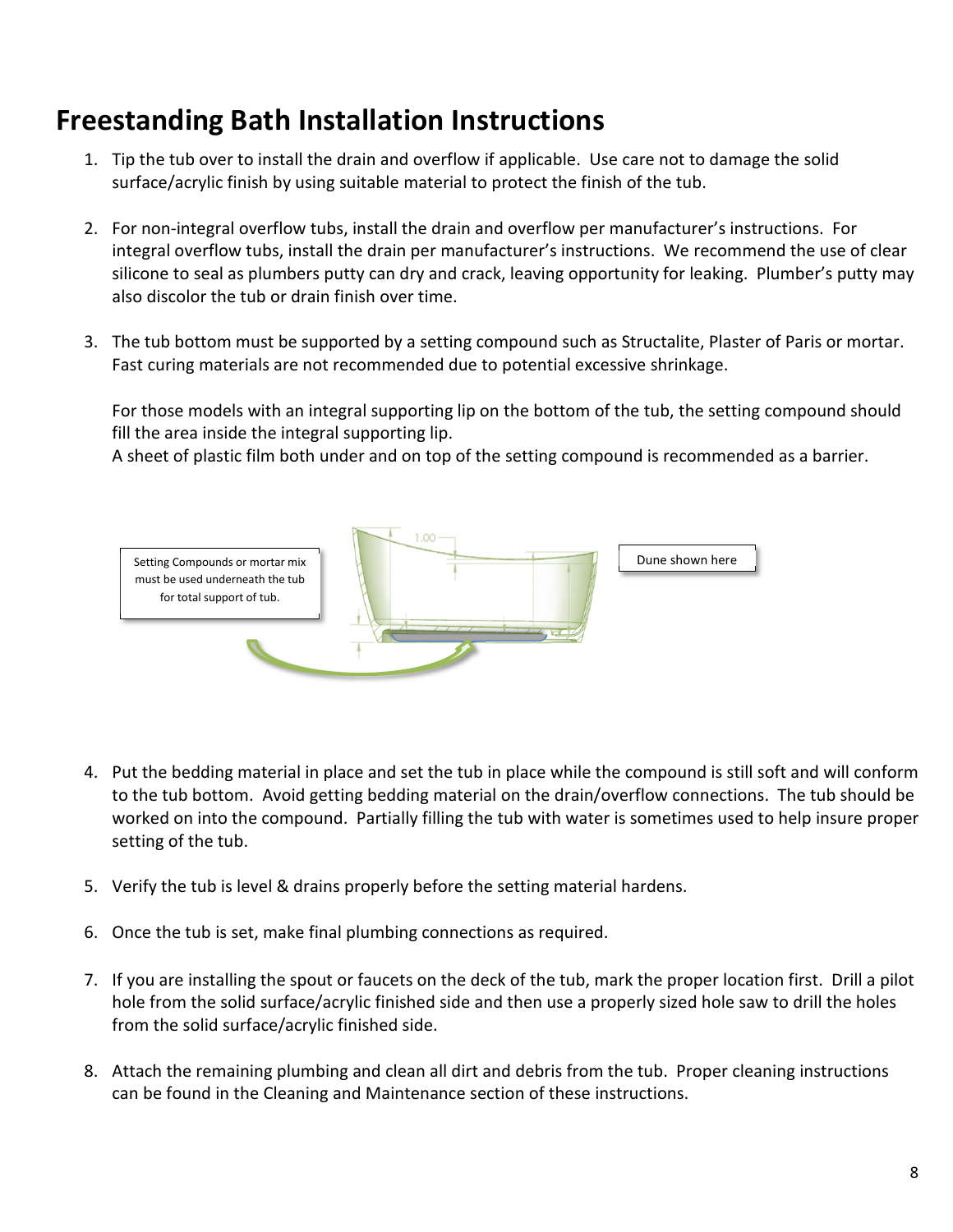# Freestanding Bath Installation Instructions

1. Tip the tub over to install the drain and overflow if applicable. Use care not to damage the solid surface/acrylic finish by using suitable material to protect the finish of the tub.

2. For non-integral overflow tubs, install the drain and overflow per manufacturer's instructions. For integral overflow tubs, install the drain per manufacturer's instructions. We recommend the use of clear silicone to seal as plumbers putty can dry and crack, leaving opportunity for leaking. Plumber's putty may also discolor the tub or drain finish over time.

3. The tub bottom must be supported by a setting compound such as Structalite, Plaster of Paris or mortar. Fast curing materials are not recommended due to potential excessive shrinkage.

   For those models with an integral supporting lip on the bottom of the tub, the setting compound should fill the area inside the integral supporting lip.
   A sheet of plastic film both under and on top of the setting compound is recommended as a barrier.

Setting Compounds or mortar mix must be used underneath the tub for total support of tub.

Dune shown here

4. Put the bedding material in place and set the tub in place while the compound is still soft and will conform to the tub bottom. Avoid getting bedding material on the drain/overflow connections. The tub should be worked on into the compound. Partially filling the tub with water is sometimes used to help insure proper setting of the tub.

5. Verify the tub is level & drains properly before the setting material hardens.

6. Once the tub is set, make final plumbing connections as required.

7. If you are installing the spout or faucets on the deck of the tub, mark the proper location first. Drill a pilot hole from the solid surface/acrylic finished side and then use a properly sized hole saw to drill the holes from the solid surface/acrylic finished side.

8. Attach the remaining plumbing and clean all dirt and debris from the tub. Proper cleaning instructions can be found in the Cleaning and Maintenance section of these instructions.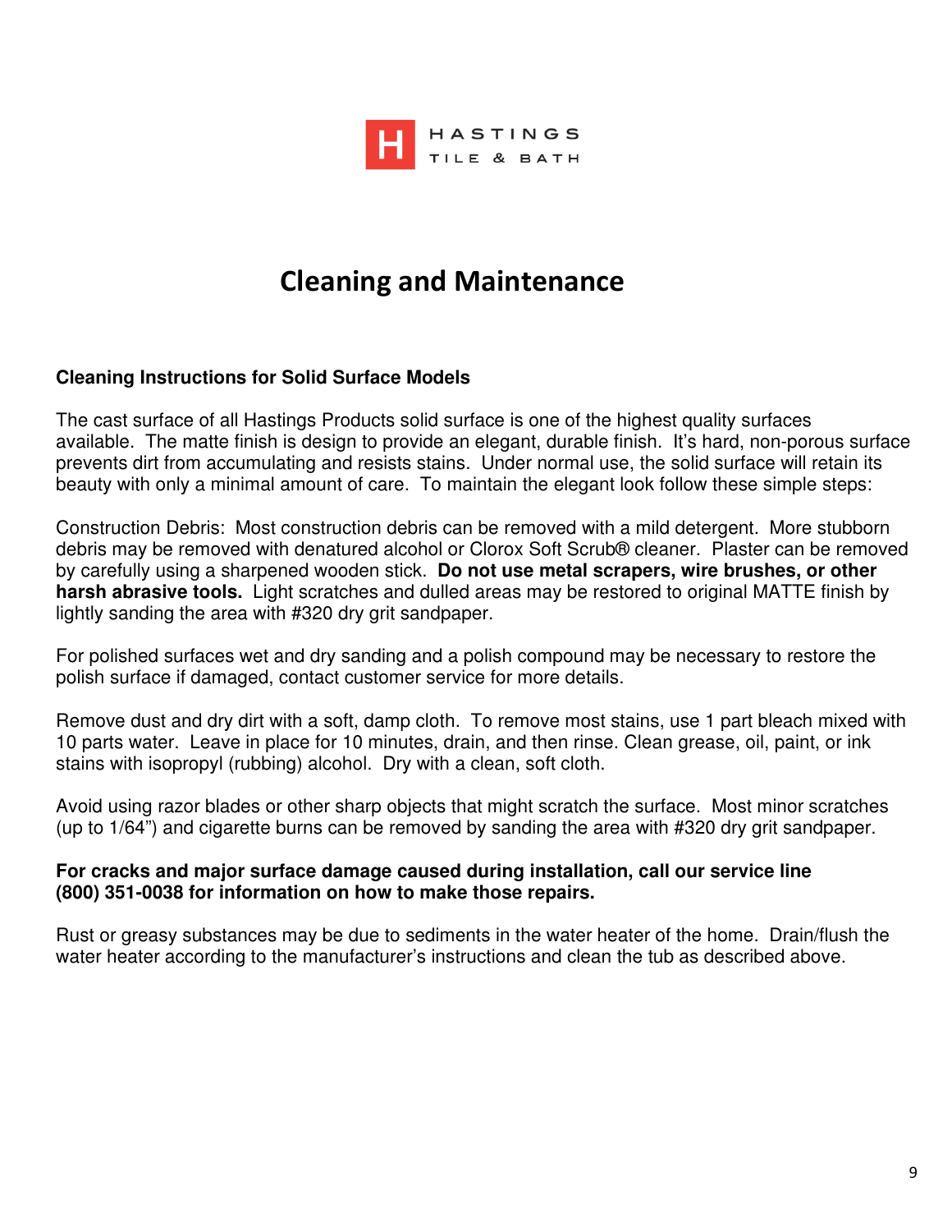HASTINGS TILE & BATH

# Cleaning and Maintenance

**Cleaning Instructions for Solid Surface Models**

The cast surface of all Hastings Products solid surface is one of the highest quality surfaces available. The matte finish is design to provide an elegant, durable finish. It's hard, non-porous surface prevents dirt from accumulating and resists stains. Under normal use, the solid surface will retain its beauty with only a minimal amount of care. To maintain the elegant look follow these simple steps:

Construction Debris: Most construction debris can be removed with a mild detergent. More stubborn debris may be removed with denatured alcohol or Clorox Soft Scrub® cleaner. Plaster can be removed by carefully using a sharpened wooden stick. **Do not use metal scrapers, wire brushes, or other harsh abrasive tools.** Light scratches and dulled areas may be restored to original MATTE finish by lightly sanding the area with #320 dry grit sandpaper.

For polished surfaces wet and dry sanding and a polish compound may be necessary to restore the polish surface if damaged, contact customer service for more details.

Remove dust and dry dirt with a soft, damp cloth. To remove most stains, use 1 part bleach mixed with 10 parts water. Leave in place for 10 minutes, drain, and then rinse. Clean grease, oil, paint, or ink stains with isopropyl (rubbing) alcohol. Dry with a clean, soft cloth.

Avoid using razor blades or other sharp objects that might scratch the surface. Most minor scratches (up to 1/64") and cigarette burns can be removed by sanding the area with #320 dry grit sandpaper.

**For cracks and major surface damage caused during installation, call our service line (800) 351-0038 for information on how to make those repairs.**

Rust or greasy substances may be due to sediments in the water heater of the home. Drain/flush the water heater according to the manufacturer's instructions and clean the tub as described above.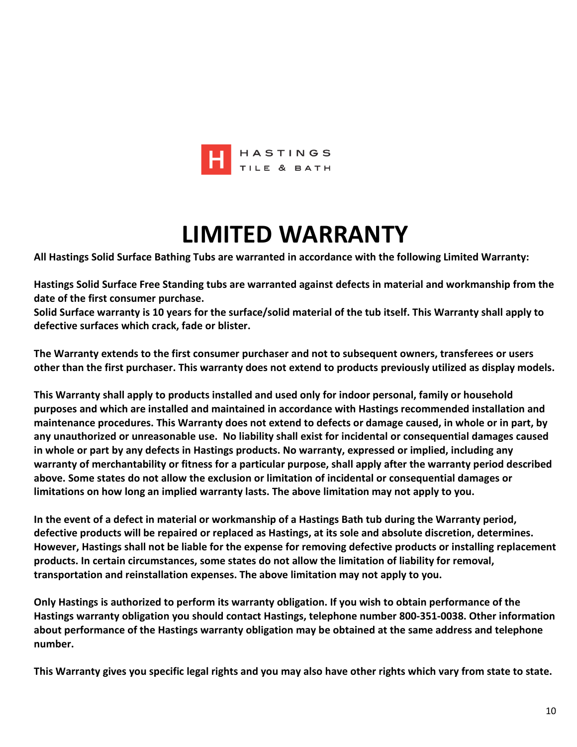HASTINGS
TILE & BATH

# LIMITED WARRANTY

**All Hastings Solid Surface Bathing Tubs are warranted in accordance with the following Limited Warranty:**

**Hastings Solid Surface Free Standing tubs are warranted against defects in material and workmanship from the date of the first consumer purchase.**
**Solid Surface warranty is 10 years for the surface/solid material of the tub itself. This Warranty shall apply to defective surfaces which crack, fade or blister.**

**The Warranty extends to the first consumer purchaser and not to subsequent owners, transferees or users other than the first purchaser. This warranty does not extend to products previously utilized as display models.**

**This Warranty shall apply to products installed and used only for indoor personal, family or household purposes and which are installed and maintained in accordance with Hastings recommended installation and maintenance procedures. This Warranty does not extend to defects or damage caused, in whole or in part, by any unauthorized or unreasonable use. No liability shall exist for incidental or consequential damages caused in whole or part by any defects in Hastings products. No warranty, expressed or implied, including any warranty of merchantability or fitness for a particular purpose, shall apply after the warranty period described above. Some states do not allow the exclusion or limitation of incidental or consequential damages or limitations on how long an implied warranty lasts. The above limitation may not apply to you.**

**In the event of a defect in material or workmanship of a Hastings Bath tub during the Warranty period, defective products will be repaired or replaced as Hastings, at its sole and absolute discretion, determines. However, Hastings shall not be liable for the expense for removing defective products or installing replacement products. In certain circumstances, some states do not allow the limitation of liability for removal, transportation and reinstallation expenses. The above limitation may not apply to you.**

**Only Hastings is authorized to perform its warranty obligation. If you wish to obtain performance of the Hastings warranty obligation you should contact Hastings, telephone number 800-351-0038. Other information about performance of the Hastings warranty obligation may be obtained at the same address and telephone number.**

**This Warranty gives you specific legal rights and you may also have other rights which vary from state to state.**